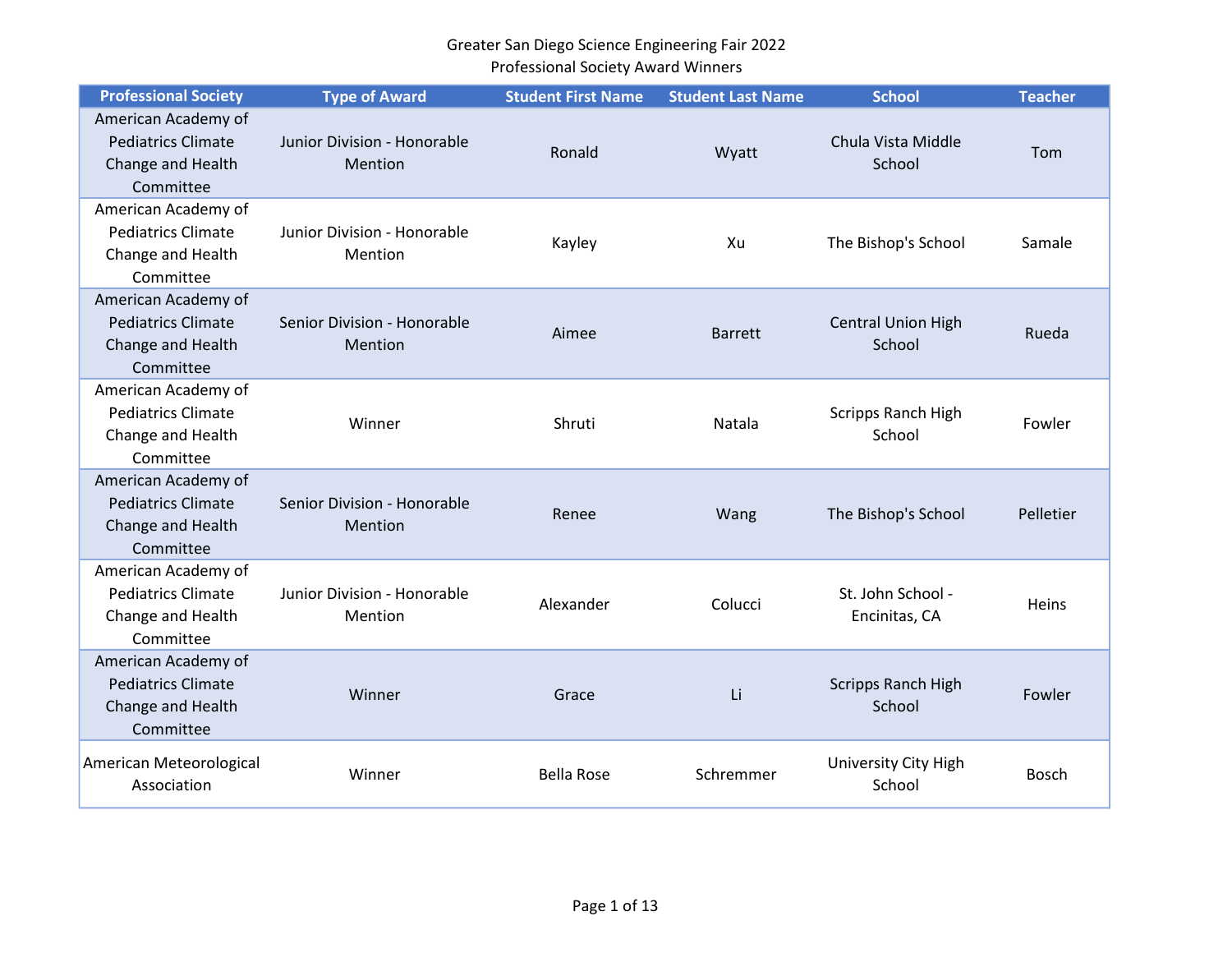Greater San Diego Science Engineering Fair 2022
Professional Society Award Winners

| Professional Society | Type of Award | Student First Name | Student Last Name | School | Teacher |
|---|---|---|---|---|---|
| American Academy of Pediatrics Climate Change and Health Committee | Junior Division - Honorable Mention | Ronald | Wyatt | Chula Vista Middle School | Tom |
| American Academy of Pediatrics Climate Change and Health Committee | Junior Division - Honorable Mention | Kayley | Xu | The Bishop's School | Samale |
| American Academy of Pediatrics Climate Change and Health Committee | Senior Division - Honorable Mention | Aimee | Barrett | Central Union High School | Rueda |
| American Academy of Pediatrics Climate Change and Health Committee | Winner | Shruti | Natala | Scripps Ranch High School | Fowler |
| American Academy of Pediatrics Climate Change and Health Committee | Senior Division - Honorable Mention | Renee | Wang | The Bishop's School | Pelletier |
| American Academy of Pediatrics Climate Change and Health Committee | Junior Division - Honorable Mention | Alexander | Colucci | St. John School - Encinitas, CA | Heins |
| American Academy of Pediatrics Climate Change and Health Committee | Winner | Grace | Li | Scripps Ranch High School | Fowler |
| American Meteorological Association | Winner | Bella Rose | Schremmer | University City High School | Bosch |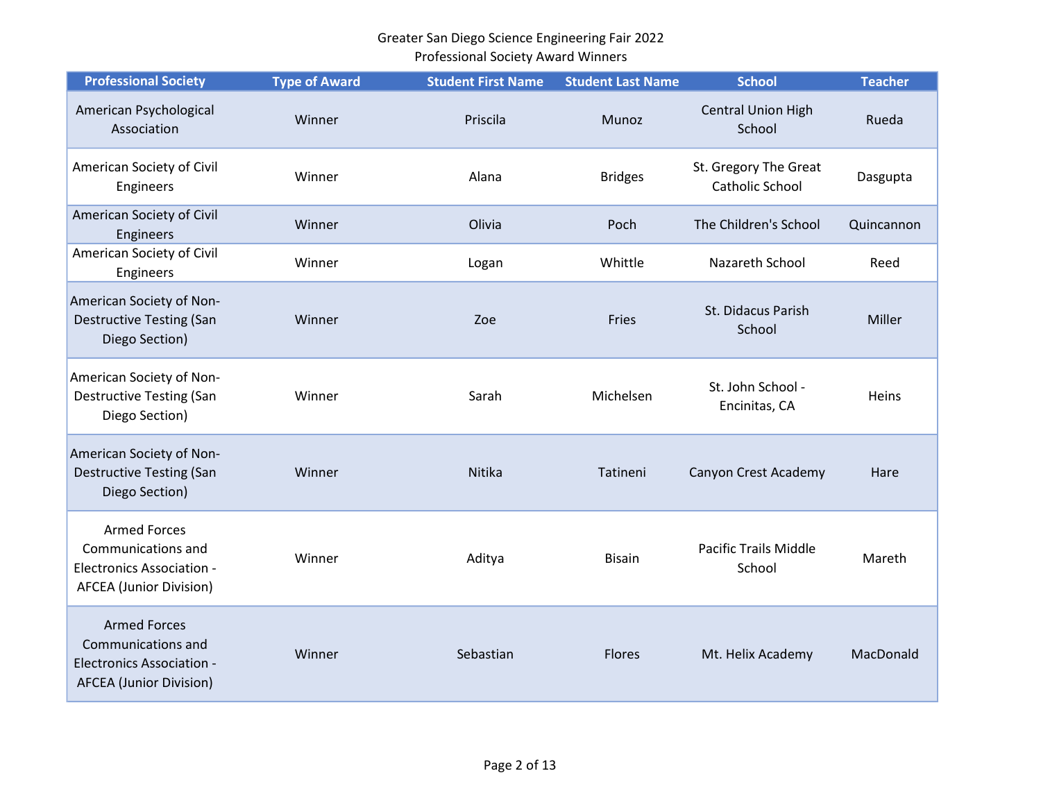Greater San Diego Science Engineering Fair 2022
Professional Society Award Winners

| Professional Society | Type of Award | Student First Name | Student Last Name | School | Teacher |
|---|---|---|---|---|---|
| American Psychological Association | Winner | Priscila | Munoz | Central Union High School | Rueda |
| American Society of Civil Engineers | Winner | Alana | Bridges | St. Gregory The Great Catholic School | Dasgupta |
| American Society of Civil Engineers | Winner | Olivia | Poch | The Children's School | Quincannon |
| American Society of Civil Engineers | Winner | Logan | Whittle | Nazareth School | Reed |
| American Society of Non-Destructive Testing (San Diego Section) | Winner | Zoe | Fries | St. Didacus Parish School | Miller |
| American Society of Non-Destructive Testing (San Diego Section) | Winner | Sarah | Michelsen | St. John School - Encinitas, CA | Heins |
| American Society of Non-Destructive Testing (San Diego Section) | Winner | Nitika | Tatineni | Canyon Crest Academy | Hare |
| Armed Forces Communications and Electronics Association - AFCEA (Junior Division) | Winner | Aditya | Bisain | Pacific Trails Middle School | Mareth |
| Armed Forces Communications and Electronics Association - AFCEA (Junior Division) | Winner | Sebastian | Flores | Mt. Helix Academy | MacDonald |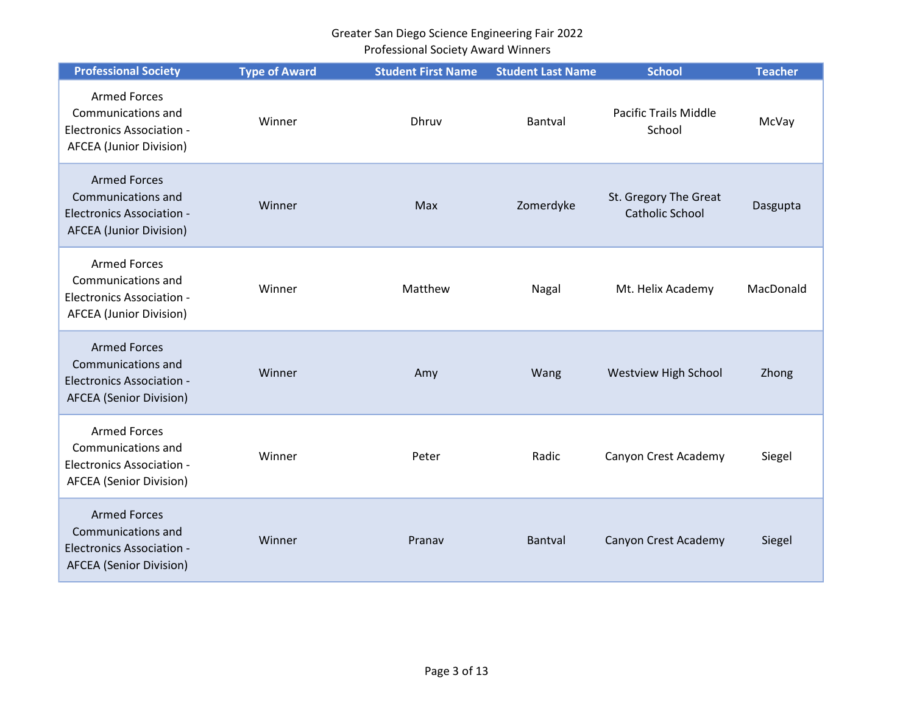Greater San Diego Science Engineering Fair 2022
Professional Society Award Winners

| Professional Society | Type of Award | Student First Name | Student Last Name | School | Teacher |
|---|---|---|---|---|---|
| Armed Forces Communications and Electronics Association - AFCEA (Junior Division) | Winner | Dhruv | Bantval | Pacific Trails Middle School | McVay |
| Armed Forces Communications and Electronics Association - AFCEA (Junior Division) | Winner | Max | Zomerdyke | St. Gregory The Great Catholic School | Dasgupta |
| Armed Forces Communications and Electronics Association - AFCEA (Junior Division) | Winner | Matthew | Nagal | Mt. Helix Academy | MacDonald |
| Armed Forces Communications and Electronics Association - AFCEA (Senior Division) | Winner | Amy | Wang | Westview High School | Zhong |
| Armed Forces Communications and Electronics Association - AFCEA (Senior Division) | Winner | Peter | Radic | Canyon Crest Academy | Siegel |
| Armed Forces Communications and Electronics Association - AFCEA (Senior Division) | Winner | Pranav | Bantval | Canyon Crest Academy | Siegel |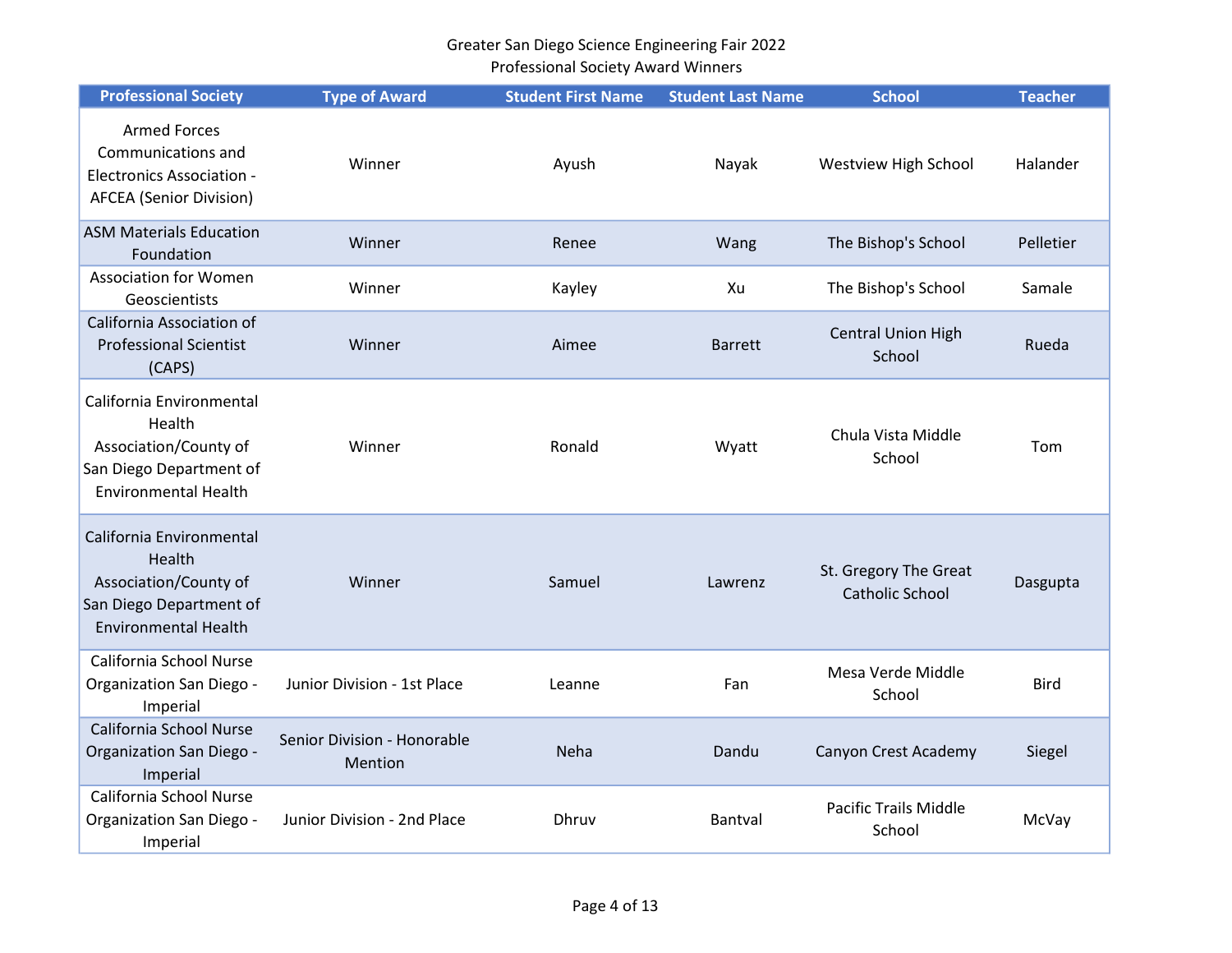Greater San Diego Science Engineering Fair 2022
Professional Society Award Winners

| Professional Society | Type of Award | Student First Name | Student Last Name | School | Teacher |
|---|---|---|---|---|---|
| Armed Forces Communications and Electronics Association - AFCEA (Senior Division) | Winner | Ayush | Nayak | Westview High School | Halander |
| ASM Materials Education Foundation | Winner | Renee | Wang | The Bishop's School | Pelletier |
| Association for Women Geoscientists | Winner | Kayley | Xu | The Bishop's School | Samale |
| California Association of Professional Scientist (CAPS) | Winner | Aimee | Barrett | Central Union High School | Rueda |
| California Environmental Health Association/County of San Diego Department of Environmental Health | Winner | Ronald | Wyatt | Chula Vista Middle School | Tom |
| California Environmental Health Association/County of San Diego Department of Environmental Health | Winner | Samuel | Lawrenz | St. Gregory The Great Catholic School | Dasgupta |
| California School Nurse Organization San Diego - Imperial | Junior Division - 1st Place | Leanne | Fan | Mesa Verde Middle School | Bird |
| California School Nurse Organization San Diego - Imperial | Senior Division - Honorable Mention | Neha | Dandu | Canyon Crest Academy | Siegel |
| California School Nurse Organization San Diego - Imperial | Junior Division - 2nd Place | Dhruv | Bantval | Pacific Trails Middle School | McVay |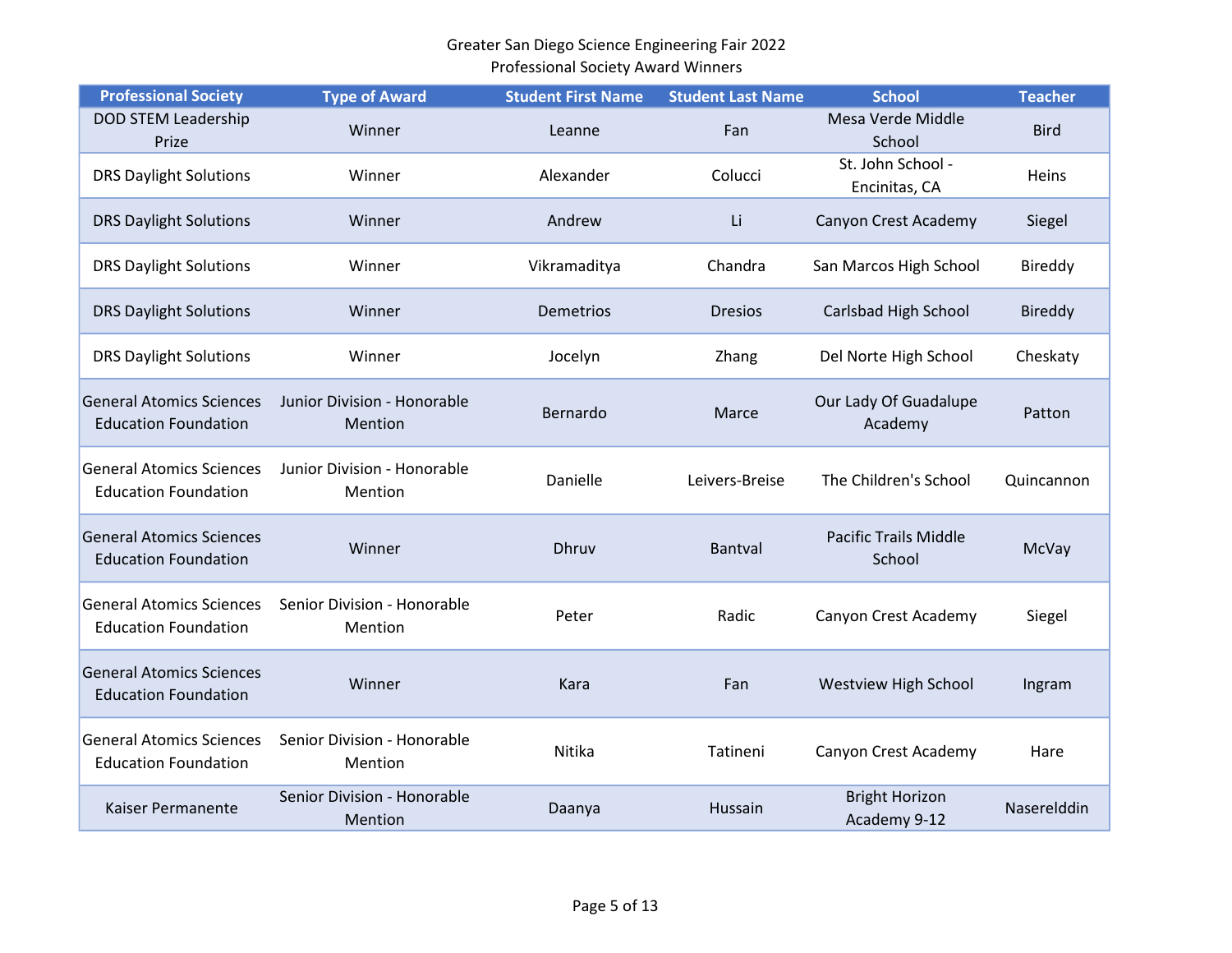Greater San Diego Science Engineering Fair 2022
Professional Society Award Winners

| Professional Society | Type of Award | Student First Name | Student Last Name | School | Teacher |
|---|---|---|---|---|---|
| DOD STEM Leadership Prize | Winner | Leanne | Fan | Mesa Verde Middle School | Bird |
| DRS Daylight Solutions | Winner | Alexander | Colucci | St. John School - Encinitas, CA | Heins |
| DRS Daylight Solutions | Winner | Andrew | Li | Canyon Crest Academy | Siegel |
| DRS Daylight Solutions | Winner | Vikramaditya | Chandra | San Marcos High School | Bireddy |
| DRS Daylight Solutions | Winner | Demetrios | Dresios | Carlsbad High School | Bireddy |
| DRS Daylight Solutions | Winner | Jocelyn | Zhang | Del Norte High School | Cheskaty |
| General Atomics Sciences Education Foundation | Junior Division - Honorable Mention | Bernardo | Marce | Our Lady Of Guadalupe Academy | Patton |
| General Atomics Sciences Education Foundation | Junior Division - Honorable Mention | Danielle | Leivers-Breise | The Children's School | Quincannon |
| General Atomics Sciences Education Foundation | Winner | Dhruv | Bantval | Pacific Trails Middle School | McVay |
| General Atomics Sciences Education Foundation | Senior Division - Honorable Mention | Peter | Radic | Canyon Crest Academy | Siegel |
| General Atomics Sciences Education Foundation | Winner | Kara | Fan | Westview High School | Ingram |
| General Atomics Sciences Education Foundation | Senior Division - Honorable Mention | Nitika | Tatineni | Canyon Crest Academy | Hare |
| Kaiser Permanente | Senior Division - Honorable Mention | Daanya | Hussain | Bright Horizon Academy 9-12 | Naserelddin |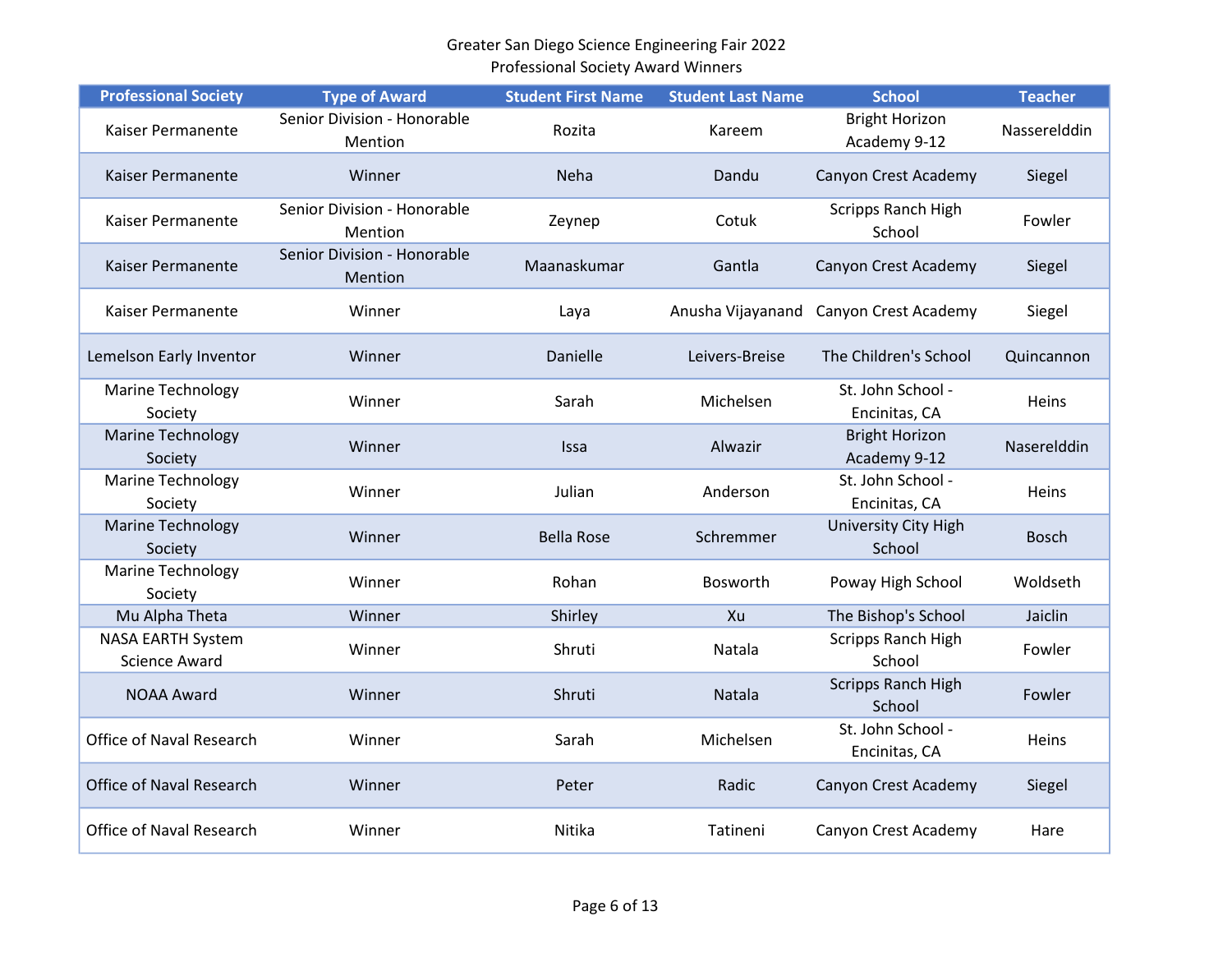Greater San Diego Science Engineering Fair 2022
Professional Society Award Winners

| Professional Society | Type of Award | Student First Name | Student Last Name | School | Teacher |
|---|---|---|---|---|---|
| Kaiser Permanente | Senior Division - Honorable Mention | Rozita | Kareem | Bright Horizon Academy 9-12 | Nasserelddin |
| Kaiser Permanente | Winner | Neha | Dandu | Canyon Crest Academy | Siegel |
| Kaiser Permanente | Senior Division - Honorable Mention | Zeynep | Cotuk | Scripps Ranch High School | Fowler |
| Kaiser Permanente | Senior Division - Honorable Mention | Maanaskumar | Gantla | Canyon Crest Academy | Siegel |
| Kaiser Permanente | Winner | Laya | Anusha Vijayanand | Canyon Crest Academy | Siegel |
| Lemelson Early Inventor | Winner | Danielle | Leivers-Breise | The Children's School | Quincannon |
| Marine Technology Society | Winner | Sarah | Michelsen | St. John School - Encinitas, CA | Heins |
| Marine Technology Society | Winner | Issa | Alwazir | Bright Horizon Academy 9-12 | Naserelddin |
| Marine Technology Society | Winner | Julian | Anderson | St. John School - Encinitas, CA | Heins |
| Marine Technology Society | Winner | Bella Rose | Schremmer | University City High School | Bosch |
| Marine Technology Society | Winner | Rohan | Bosworth | Poway High School | Woldseth |
| Mu Alpha Theta | Winner | Shirley | Xu | The Bishop's School | Jaiclin |
| NASA EARTH System Science Award | Winner | Shruti | Natala | Scripps Ranch High School | Fowler |
| NOAA Award | Winner | Shruti | Natala | Scripps Ranch High School | Fowler |
| Office of Naval Research | Winner | Sarah | Michelsen | St. John School - Encinitas, CA | Heins |
| Office of Naval Research | Winner | Peter | Radic | Canyon Crest Academy | Siegel |
| Office of Naval Research | Winner | Nitika | Tatineni | Canyon Crest Academy | Hare |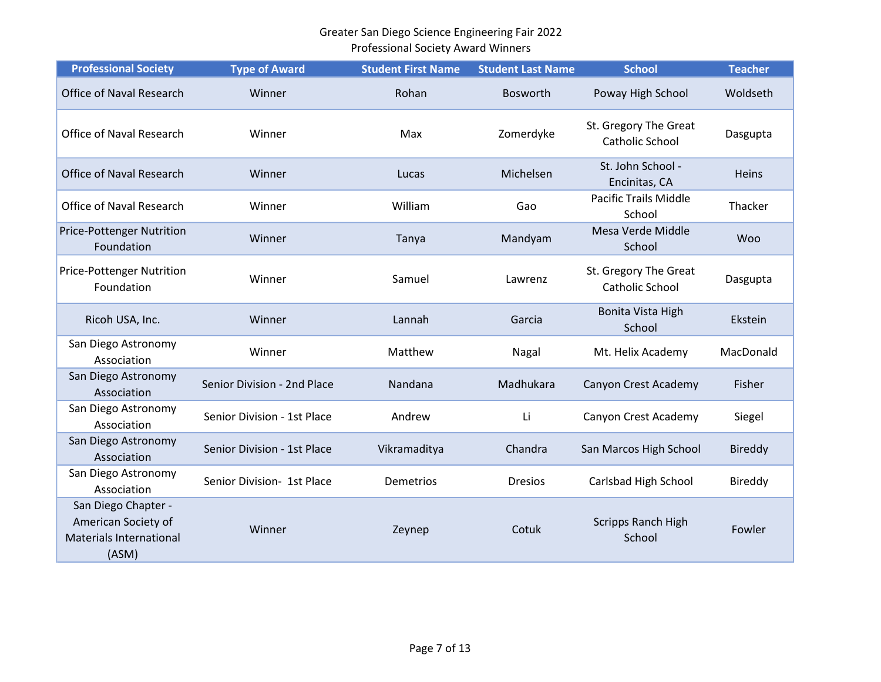Greater San Diego Science Engineering Fair 2022
Professional Society Award Winners

| Professional Society | Type of Award | Student First Name | Student Last Name | School | Teacher |
|---|---|---|---|---|---|
| Office of Naval Research | Winner | Rohan | Bosworth | Poway High School | Woldseth |
| Office of Naval Research | Winner | Max | Zomerdyke | St. Gregory The Great Catholic School | Dasgupta |
| Office of Naval Research | Winner | Lucas | Michelsen | St. John School - Encinitas, CA | Heins |
| Office of Naval Research | Winner | William | Gao | Pacific Trails Middle School | Thacker |
| Price-Pottenger Nutrition Foundation | Winner | Tanya | Mandyam | Mesa Verde Middle School | Woo |
| Price-Pottenger Nutrition Foundation | Winner | Samuel | Lawrenz | St. Gregory The Great Catholic School | Dasgupta |
| Ricoh USA, Inc. | Winner | Lannah | Garcia | Bonita Vista High School | Ekstein |
| San Diego Astronomy Association | Winner | Matthew | Nagal | Mt. Helix Academy | MacDonald |
| San Diego Astronomy Association | Senior Division - 2nd Place | Nandana | Madhukara | Canyon Crest Academy | Fisher |
| San Diego Astronomy Association | Senior Division - 1st Place | Andrew | Li | Canyon Crest Academy | Siegel |
| San Diego Astronomy Association | Senior Division - 1st Place | Vikramaditya | Chandra | San Marcos High School | Bireddy |
| San Diego Astronomy Association | Senior Division- 1st Place | Demetrios | Dresios | Carlsbad High School | Bireddy |
| San Diego Chapter - American Society of Materials International (ASM) | Winner | Zeynep | Cotuk | Scripps Ranch High School | Fowler |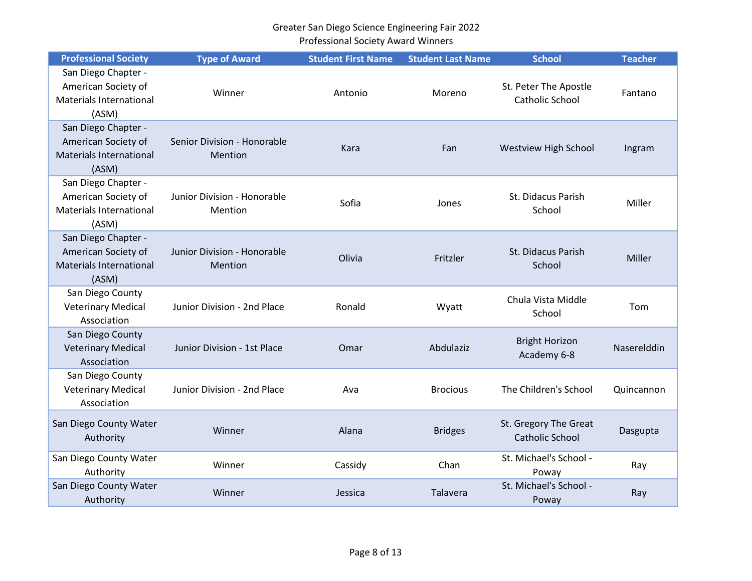Greater San Diego Science Engineering Fair 2022
Professional Society Award Winners

| Professional Society | Type of Award | Student First Name | Student Last Name | School | Teacher |
|---|---|---|---|---|---|
| San Diego Chapter - American Society of Materials International (ASM) | Winner | Antonio | Moreno | St. Peter The Apostle Catholic School | Fantano |
| San Diego Chapter - American Society of Materials International (ASM) | Senior Division - Honorable Mention | Kara | Fan | Westview High School | Ingram |
| San Diego Chapter - American Society of Materials International (ASM) | Junior Division - Honorable Mention | Sofia | Jones | St. Didacus Parish School | Miller |
| San Diego Chapter - American Society of Materials International (ASM) | Junior Division - Honorable Mention | Olivia | Fritzler | St. Didacus Parish School | Miller |
| San Diego County Veterinary Medical Association | Junior Division - 2nd Place | Ronald | Wyatt | Chula Vista Middle School | Tom |
| San Diego County Veterinary Medical Association | Junior Division - 1st Place | Omar | Abdulaziz | Bright Horizon Academy 6-8 | Naserelddin |
| San Diego County Veterinary Medical Association | Junior Division - 2nd Place | Ava | Brocious | The Children's School | Quincannon |
| San Diego County Water Authority | Winner | Alana | Bridges | St. Gregory The Great Catholic School | Dasgupta |
| San Diego County Water Authority | Winner | Cassidy | Chan | St. Michael's School - Poway | Ray |
| San Diego County Water Authority | Winner | Jessica | Talavera | St. Michael's School - Poway | Ray |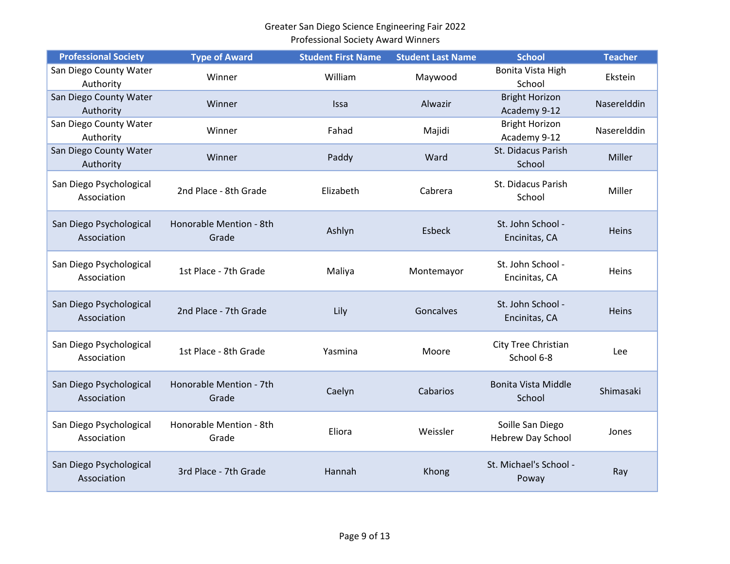Greater San Diego Science Engineering Fair 2022
Professional Society Award Winners

| Professional Society | Type of Award | Student First Name | Student Last Name | School | Teacher |
|---|---|---|---|---|---|
| San Diego County Water Authority | Winner | William | Maywood | Bonita Vista High School | Ekstein |
| San Diego County Water Authority | Winner | Issa | Alwazir | Bright Horizon Academy 9-12 | Naserelddin |
| San Diego County Water Authority | Winner | Fahad | Majidi | Bright Horizon Academy 9-12 | Naserelddin |
| San Diego County Water Authority | Winner | Paddy | Ward | St. Didacus Parish School | Miller |
| San Diego Psychological Association | 2nd Place - 8th Grade | Elizabeth | Cabrera | St. Didacus Parish School | Miller |
| San Diego Psychological Association | Honorable Mention - 8th Grade | Ashlyn | Esbeck | St. John School - Encinitas, CA | Heins |
| San Diego Psychological Association | 1st Place - 7th Grade | Maliya | Montemayor | St. John School - Encinitas, CA | Heins |
| San Diego Psychological Association | 2nd Place - 7th Grade | Lily | Goncalves | St. John School - Encinitas, CA | Heins |
| San Diego Psychological Association | 1st Place - 8th Grade | Yasmina | Moore | City Tree Christian School 6-8 | Lee |
| San Diego Psychological Association | Honorable Mention - 7th Grade | Caelyn | Cabarios | Bonita Vista Middle School | Shimasaki |
| San Diego Psychological Association | Honorable Mention - 8th Grade | Eliora | Weissler | Soille San Diego Hebrew Day School | Jones |
| San Diego Psychological Association | 3rd Place - 7th Grade | Hannah | Khong | St. Michael's School - Poway | Ray |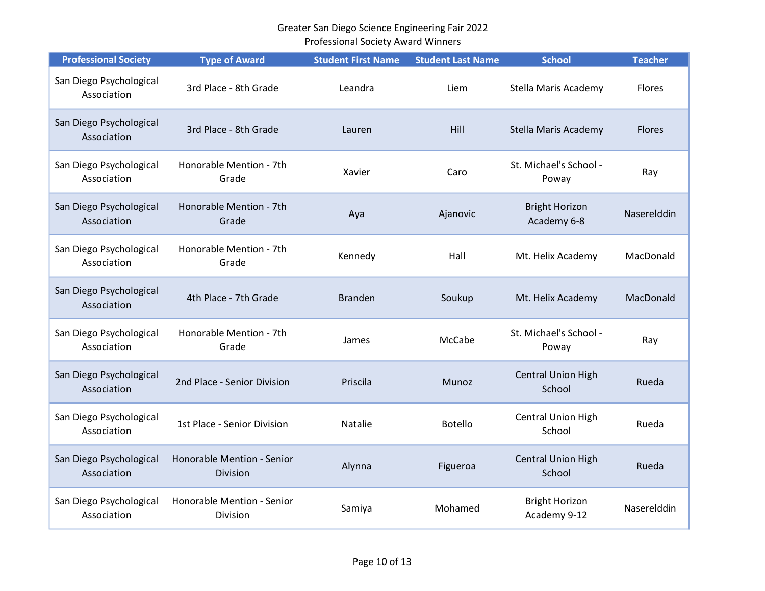Greater San Diego Science Engineering Fair 2022
Professional Society Award Winners

| Professional Society | Type of Award | Student First Name | Student Last Name | School | Teacher |
|---|---|---|---|---|---|
| San Diego Psychological Association | 3rd Place - 8th Grade | Leandra | Liem | Stella Maris Academy | Flores |
| San Diego Psychological Association | 3rd Place - 8th Grade | Lauren | Hill | Stella Maris Academy | Flores |
| San Diego Psychological Association | Honorable Mention - 7th Grade | Xavier | Caro | St. Michael's School - Poway | Ray |
| San Diego Psychological Association | Honorable Mention - 7th Grade | Aya | Ajanovic | Bright Horizon Academy 6-8 | Naserelddin |
| San Diego Psychological Association | Honorable Mention - 7th Grade | Kennedy | Hall | Mt. Helix Academy | MacDonald |
| San Diego Psychological Association | 4th Place - 7th Grade | Branden | Soukup | Mt. Helix Academy | MacDonald |
| San Diego Psychological Association | Honorable Mention - 7th Grade | James | McCabe | St. Michael's School - Poway | Ray |
| San Diego Psychological Association | 2nd Place - Senior Division | Priscila | Munoz | Central Union High School | Rueda |
| San Diego Psychological Association | 1st Place - Senior Division | Natalie | Botello | Central Union High School | Rueda |
| San Diego Psychological Association | Honorable Mention - Senior Division | Alynna | Figueroa | Central Union High School | Rueda |
| San Diego Psychological Association | Honorable Mention - Senior Division | Samiya | Mohamed | Bright Horizon Academy 9-12 | Naserelddin |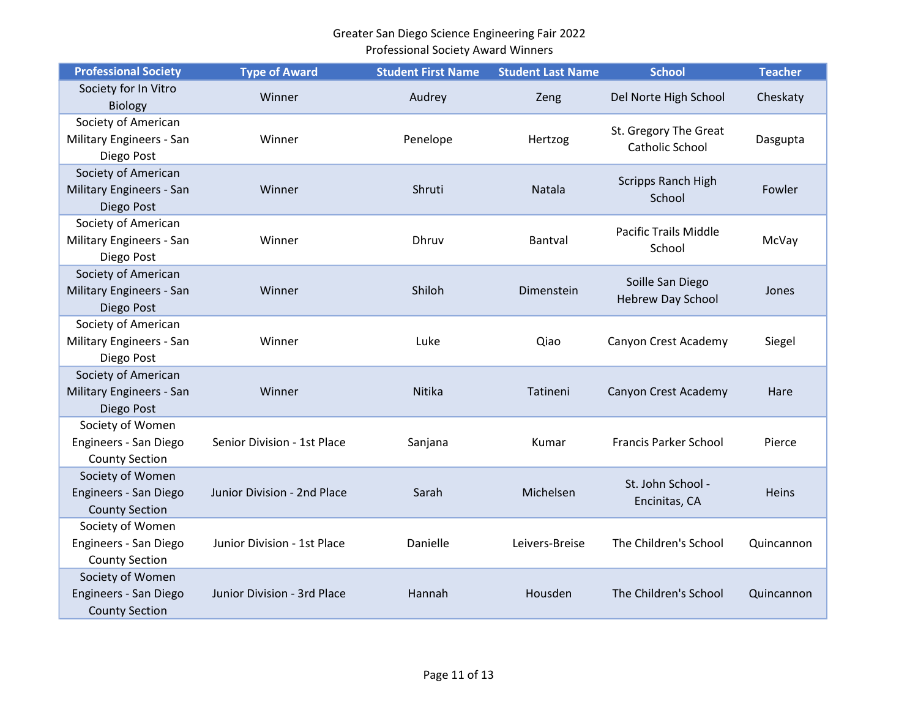Greater San Diego Science Engineering Fair 2022
Professional Society Award Winners

| Professional Society | Type of Award | Student First Name | Student Last Name | School | Teacher |
|---|---|---|---|---|---|
| Society for In Vitro Biology | Winner | Audrey | Zeng | Del Norte High School | Cheskaty |
| Society of American Military Engineers - San Diego Post | Winner | Penelope | Hertzog | St. Gregory The Great Catholic School | Dasgupta |
| Society of American Military Engineers - San Diego Post | Winner | Shruti | Natala | Scripps Ranch High School | Fowler |
| Society of American Military Engineers - San Diego Post | Winner | Dhruv | Bantval | Pacific Trails Middle School | McVay |
| Society of American Military Engineers - San Diego Post | Winner | Shiloh | Dimenstein | Soille San Diego Hebrew Day School | Jones |
| Society of American Military Engineers - San Diego Post | Winner | Luke | Qiao | Canyon Crest Academy | Siegel |
| Society of American Military Engineers - San Diego Post | Winner | Nitika | Tatineni | Canyon Crest Academy | Hare |
| Society of Women Engineers - San Diego County Section | Senior Division - 1st Place | Sanjana | Kumar | Francis Parker School | Pierce |
| Society of Women Engineers - San Diego County Section | Junior Division - 2nd Place | Sarah | Michelsen | St. John School - Encinitas, CA | Heins |
| Society of Women Engineers - San Diego County Section | Junior Division - 1st Place | Danielle | Leivers-Breise | The Children's School | Quincannon |
| Society of Women Engineers - San Diego County Section | Junior Division - 3rd Place | Hannah | Housden | The Children's School | Quincannon |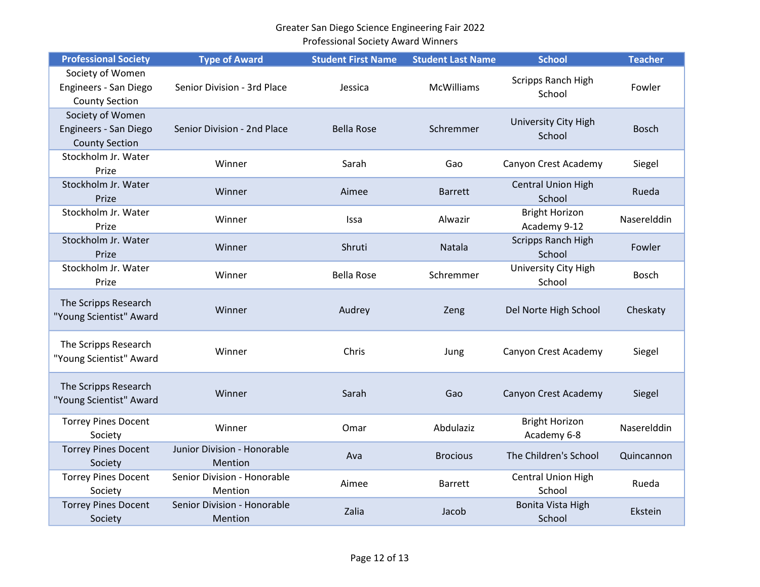Greater San Diego Science Engineering Fair 2022
Professional Society Award Winners

| Professional Society | Type of Award | Student First Name | Student Last Name | School | Teacher |
|---|---|---|---|---|---|
| Society of Women Engineers - San Diego County Section | Senior Division - 3rd Place | Jessica | McWilliams | Scripps Ranch High School | Fowler |
| Society of Women Engineers - San Diego County Section | Senior Division - 2nd Place | Bella Rose | Schremmer | University City High School | Bosch |
| Stockholm Jr. Water Prize | Winner | Sarah | Gao | Canyon Crest Academy | Siegel |
| Stockholm Jr. Water Prize | Winner | Aimee | Barrett | Central Union High School | Rueda |
| Stockholm Jr. Water Prize | Winner | Issa | Alwazir | Bright Horizon Academy 9-12 | Naserelddin |
| Stockholm Jr. Water Prize | Winner | Shruti | Natala | Scripps Ranch High School | Fowler |
| Stockholm Jr. Water Prize | Winner | Bella Rose | Schremmer | University City High School | Bosch |
| The Scripps Research "Young Scientist" Award | Winner | Audrey | Zeng | Del Norte High School | Cheskaty |
| The Scripps Research "Young Scientist" Award | Winner | Chris | Jung | Canyon Crest Academy | Siegel |
| The Scripps Research "Young Scientist" Award | Winner | Sarah | Gao | Canyon Crest Academy | Siegel |
| Torrey Pines Docent Society | Winner | Omar | Abdulaziz | Bright Horizon Academy 6-8 | Naserelddin |
| Torrey Pines Docent Society | Junior Division - Honorable Mention | Ava | Brocious | The Children's School | Quincannon |
| Torrey Pines Docent Society | Senior Division - Honorable Mention | Aimee | Barrett | Central Union High School | Rueda |
| Torrey Pines Docent Society | Senior Division - Honorable Mention | Zalia | Jacob | Bonita Vista High School | Ekstein |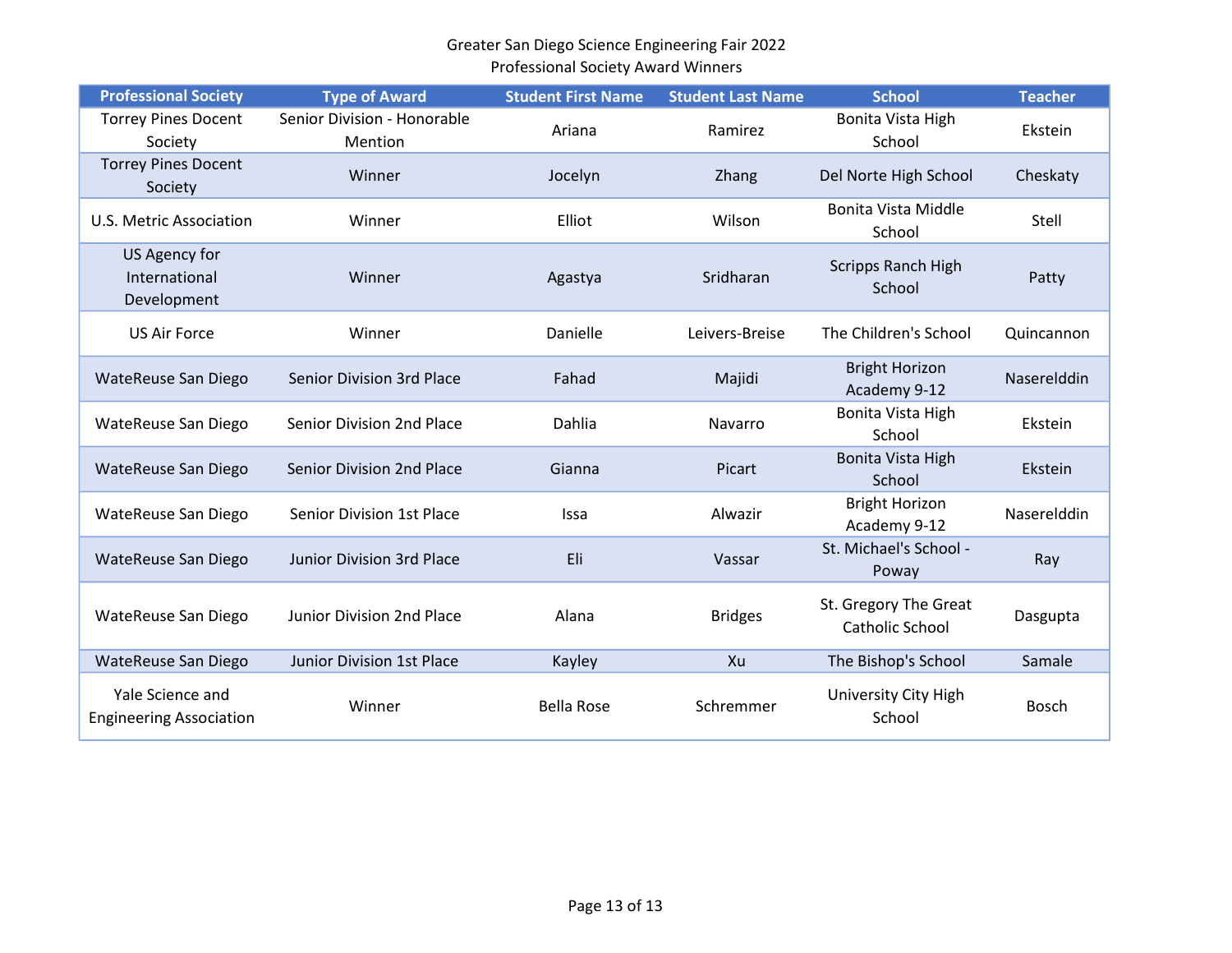Greater San Diego Science Engineering Fair 2022
Professional Society Award Winners

| Professional Society | Type of Award | Student First Name | Student Last Name | School | Teacher |
|---|---|---|---|---|---|
| Torrey Pines Docent Society | Senior Division - Honorable Mention | Ariana | Ramirez | Bonita Vista High School | Ekstein |
| Torrey Pines Docent Society | Winner | Jocelyn | Zhang | Del Norte High School | Cheskaty |
| U.S. Metric Association | Winner | Elliot | Wilson | Bonita Vista Middle School | Stell |
| US Agency for International Development | Winner | Agastya | Sridharan | Scripps Ranch High School | Patty |
| US Air Force | Winner | Danielle | Leivers-Breise | The Children's School | Quincannon |
| WateReuse San Diego | Senior Division 3rd Place | Fahad | Majidi | Bright Horizon Academy 9-12 | Naserelddin |
| WateReuse San Diego | Senior Division 2nd Place | Dahlia | Navarro | Bonita Vista High School | Ekstein |
| WateReuse San Diego | Senior Division 2nd Place | Gianna | Picart | Bonita Vista High School | Ekstein |
| WateReuse San Diego | Senior Division 1st Place | Issa | Alwazir | Bright Horizon Academy 9-12 | Naserelddin |
| WateReuse San Diego | Junior Division 3rd Place | Eli | Vassar | St. Michael's School - Poway | Ray |
| WateReuse San Diego | Junior Division 2nd Place | Alana | Bridges | St. Gregory The Great Catholic School | Dasgupta |
| WateReuse San Diego | Junior Division 1st Place | Kayley | Xu | The Bishop's School | Samale |
| Yale Science and Engineering Association | Winner | Bella Rose | Schremmer | University City High School | Bosch |